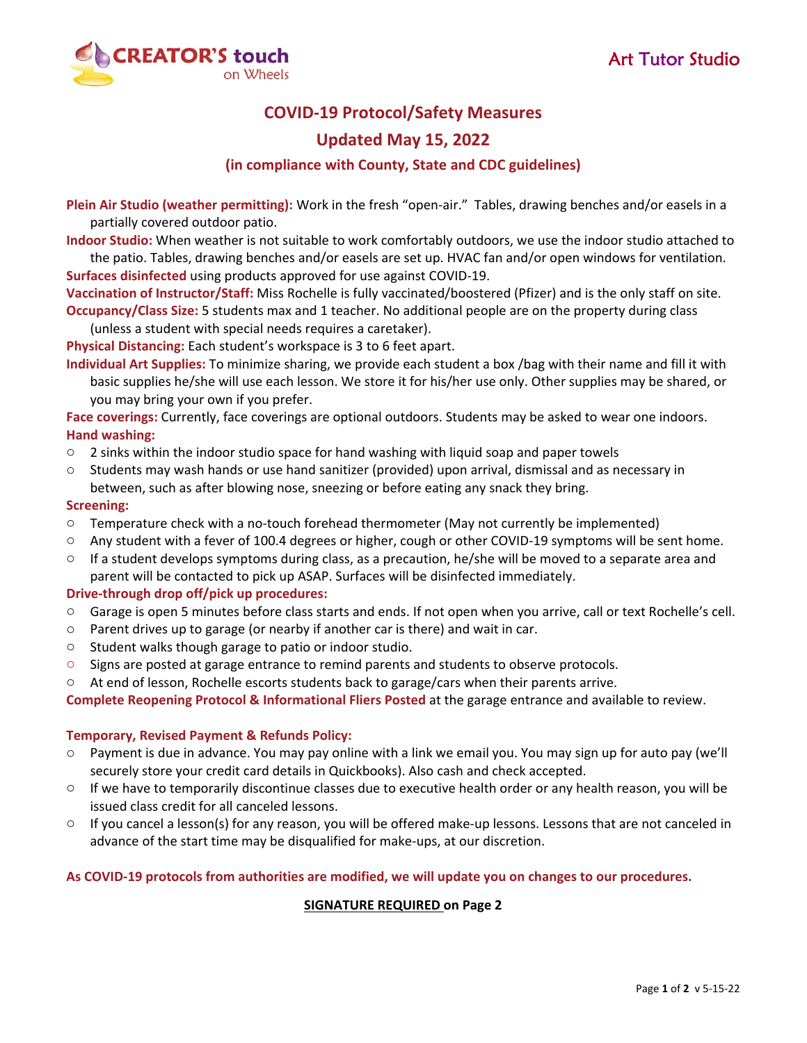CREATOR'S touch on Wheels

Art Tutor Studio

# COVID-19 Protocol/Safety Measures

## Updated May 15, 2022

### (in compliance with County, State and CDC guidelines)

**Plein Air Studio (weather permitting):** Work in the fresh "open-air." Tables, drawing benches and/or easels in a partially covered outdoor patio.

**Indoor Studio:** When weather is not suitable to work comfortably outdoors, we use the indoor studio attached to the patio. Tables, drawing benches and/or easels are set up. HVAC fan and/or open windows for ventilation.

**Surfaces disinfected** using products approved for use against COVID-19.

**Vaccination of Instructor/Staff:** Miss Rochelle is fully vaccinated/boostered (Pfizer) and is the only staff on site.

**Occupancy/Class Size:** 5 students max and 1 teacher. No additional people are on the property during class (unless a student with special needs requires a caretaker).

**Physical Distancing:** Each student's workspace is 3 to 6 feet apart.

**Individual Art Supplies:** To minimize sharing, we provide each student a box /bag with their name and fill it with basic supplies he/she will use each lesson. We store it for his/her use only. Other supplies may be shared, or you may bring your own if you prefer.

**Face coverings:** Currently, face coverings are optional outdoors. Students may be asked to wear one indoors.

**Hand washing:**

- 2 sinks within the indoor studio space for hand washing with liquid soap and paper towels
- Students may wash hands or use hand sanitizer (provided) upon arrival, dismissal and as necessary in between, such as after blowing nose, sneezing or before eating any snack they bring.

**Screening:**

- Temperature check with a no-touch forehead thermometer (May not currently be implemented)
- Any student with a fever of 100.4 degrees or higher, cough or other COVID-19 symptoms will be sent home.
- If a student develops symptoms during class, as a precaution, he/she will be moved to a separate area and parent will be contacted to pick up ASAP. Surfaces will be disinfected immediately.

**Drive-through drop off/pick up procedures:**

- Garage is open 5 minutes before class starts and ends. If not open when you arrive, call or text Rochelle's cell.
- Parent drives up to garage (or nearby if another car is there) and wait in car.
- Student walks though garage to patio or indoor studio.
- Signs are posted at garage entrance to remind parents and students to observe protocols.
- At end of lesson, Rochelle escorts students back to garage/cars when their parents arrive.

**Complete Reopening Protocol & Informational Fliers Posted** at the garage entrance and available to review.

**Temporary, Revised Payment & Refunds Policy:**

- Payment is due in advance. You may pay online with a link we email you. You may sign up for auto pay (we'll securely store your credit card details in Quickbooks). Also cash and check accepted.
- If we have to temporarily discontinue classes due to executive health order or any health reason, you will be issued class credit for all canceled lessons.
- If you cancel a lesson(s) for any reason, you will be offered make-up lessons. Lessons that are not canceled in advance of the start time may be disqualified for make-ups, at our discretion.

**As COVID-19 protocols from authorities are modified, we will update you on changes to our procedures.**

**SIGNATURE REQUIRED on Page 2**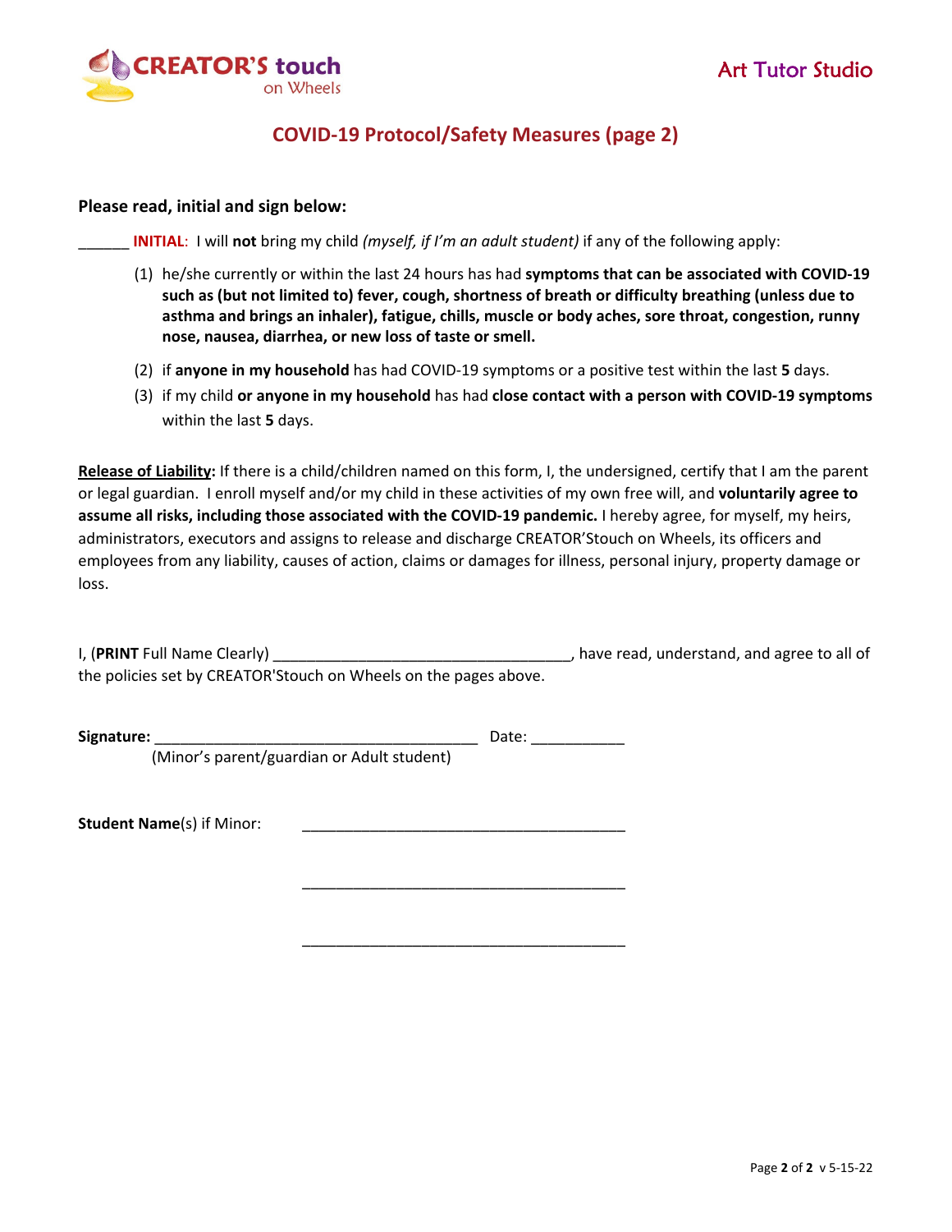CREATOR'S touch on Wheels

Art Tutor Studio

# COVID-19 Protocol/Safety Measures (page 2)

**Please read, initial and sign below:**

______ **INITIAL**: I will **not** bring my child *(myself, if I'm an adult student)* if any of the following apply:

(1) he/she currently or within the last 24 hours has had **symptoms that can be associated with COVID-19 such as (but not limited to) fever, cough, shortness of breath or difficulty breathing (unless due to asthma and brings an inhaler), fatigue, chills, muscle or body aches, sore throat, congestion, runny nose, nausea, diarrhea, or new loss of taste or smell.**

(2) if **anyone in my household** has had COVID-19 symptoms or a positive test within the last **5** days.

(3) if my child **or anyone in my household** has had **close contact with a person with COVID-19 symptoms** within the last **5** days.

**Release of Liability:** If there is a child/children named on this form, I, the undersigned, certify that I am the parent or legal guardian. I enroll myself and/or my child in these activities of my own free will, and **voluntarily agree to assume all risks, including those associated with the COVID-19 pandemic.** I hereby agree, for myself, my heirs, administrators, executors and assigns to release and discharge CREATOR'Stouch on Wheels, its officers and employees from any liability, causes of action, claims or damages for illness, personal injury, property damage or loss.

I, (**PRINT** Full Name Clearly) ___________________________________, have read, understand, and agree to all of the policies set by CREATOR'Stouch on Wheels on the pages above.

**Signature:** ______________________________________ Date: ___________
(Minor's parent/guardian or Adult student)

**Student Name**(s) if Minor: ______________________________________

______________________________________

______________________________________

v 5-15-22